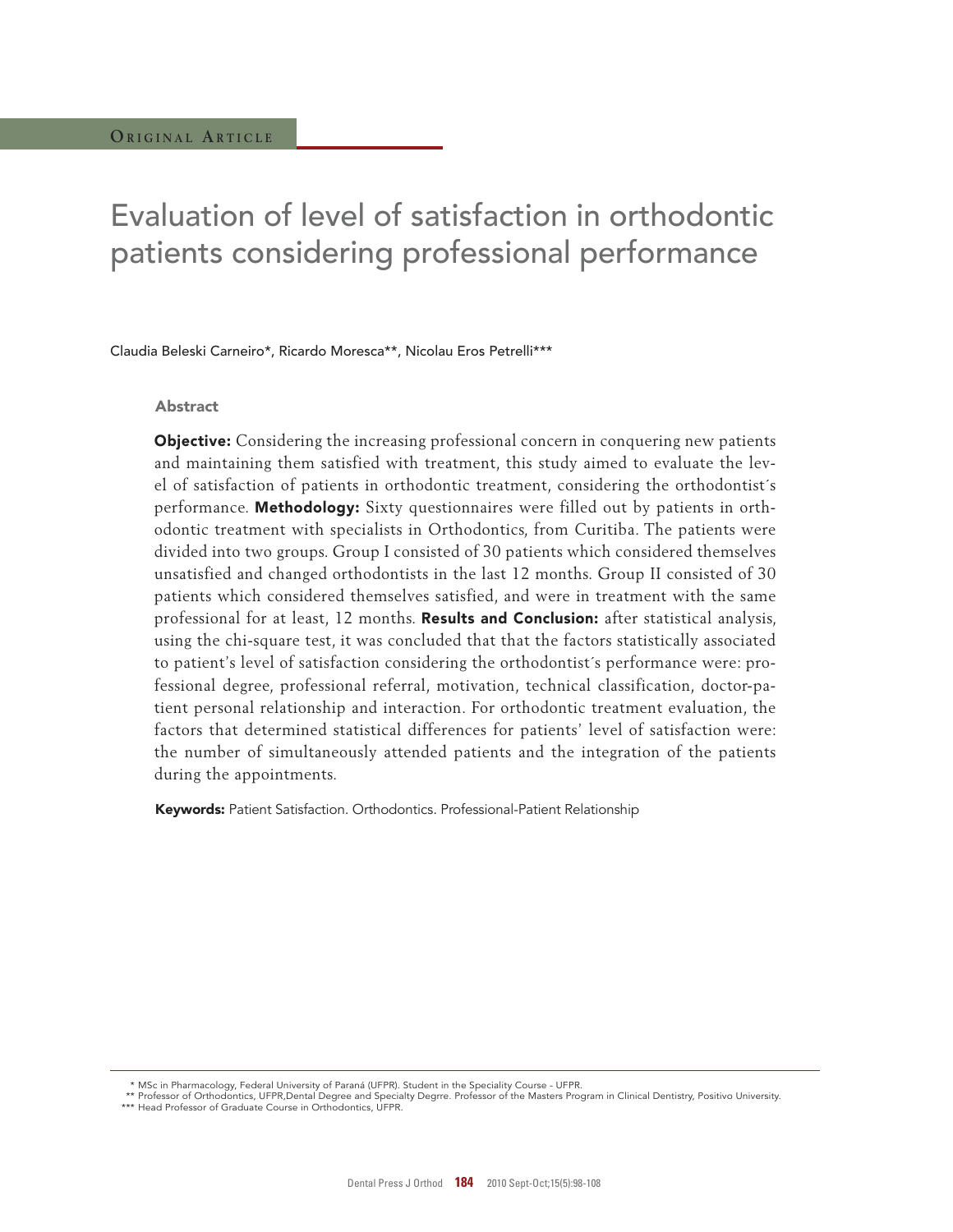Original Article

# Evaluation of level of satisfaction in orthodontic patients considering professional performance

Claudia Beleski Carneiro*, Ricardo Moresca**, Nicolau Eros Petrelli***

## Abstract

**Objective:** Considering the increasing professional concern in conquering new patients and maintaining them satisfied with treatment, this study aimed to evaluate the level of satisfaction of patients in orthodontic treatment, considering the orthodontist´s performance. **Methodology:** Sixty questionnaires were filled out by patients in orthodontic treatment with specialists in Orthodontics, from Curitiba. The patients were divided into two groups. Group I consisted of 30 patients which considered themselves unsatisfied and changed orthodontists in the last 12 months. Group II consisted of 30 patients which considered themselves satisfied, and were in treatment with the same professional for at least, 12 months. **Results and Conclusion:** after statistical analysis, using the chi-square test, it was concluded that that the factors statistically associated to patient's level of satisfaction considering the orthodontist´s performance were: professional degree, professional referral, motivation, technical classification, doctor-patient personal relationship and interaction. For orthodontic treatment evaluation, the factors that determined statistical differences for patients' level of satisfaction were: the number of simultaneously attended patients and the integration of the patients during the appointments.

**Keywords:** Patient Satisfaction. Orthodontics. Professional-Patient Relationship

---

\* MSc in Pharmacology, Federal University of Paraná (UFPR). Student in the Speciality Course - UFPR.

\*\* Professor of Orthodontics, UFPR,Dental Degree and Specialty Degrre. Professor of the Masters Program in Clinical Dentistry, Positivo University.

\*\*\* Head Professor of Graduate Course in Orthodontics, UFPR.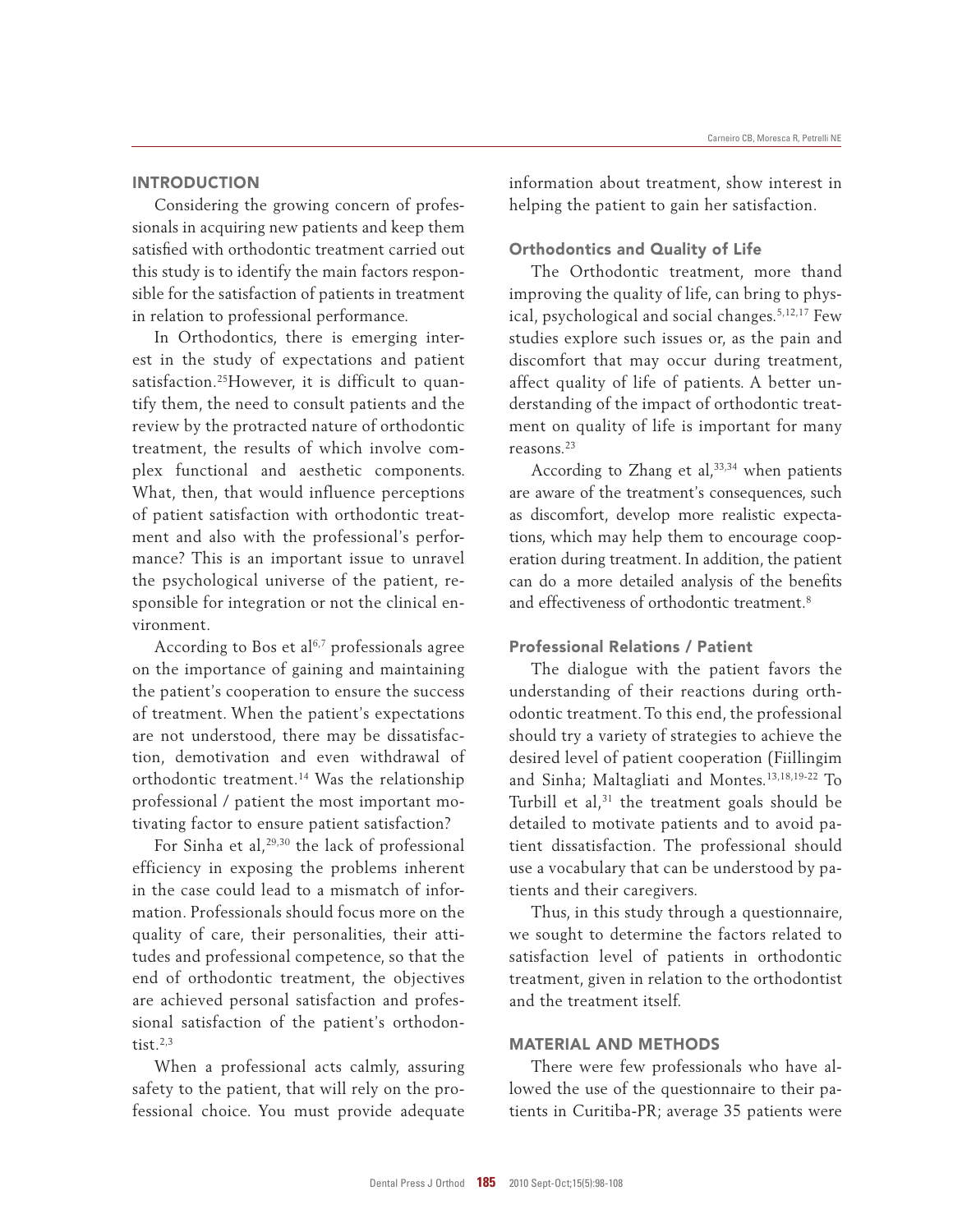## INTRODUCTION

Considering the growing concern of professionals in acquiring new patients and keep them satisfied with orthodontic treatment carried out this study is to identify the main factors responsible for the satisfaction of patients in treatment in relation to professional performance.

In Orthodontics, there is emerging interest in the study of expectations and patient satisfaction.[25]However, it is difficult to quantify them, the need to consult patients and the review by the protracted nature of orthodontic treatment, the results of which involve complex functional and aesthetic components. What, then, that would influence perceptions of patient satisfaction with orthodontic treatment and also with the professional's performance? This is an important issue to unravel the psychological universe of the patient, responsible for integration or not the clinical environment.

According to Bos et al[6,7] professionals agree on the importance of gaining and maintaining the patient's cooperation to ensure the success of treatment. When the patient's expectations are not understood, there may be dissatisfaction, demotivation and even withdrawal of orthodontic treatment.[14] Was the relationship professional / patient the most important motivating factor to ensure patient satisfaction?

For Sinha et al,[29,30] the lack of professional efficiency in exposing the problems inherent in the case could lead to a mismatch of information. Professionals should focus more on the quality of care, their personalities, their attitudes and professional competence, so that the end of orthodontic treatment, the objectives are achieved personal satisfaction and professional satisfaction of the patient's orthodontist.[2,3]

When a professional acts calmly, assuring safety to the patient, that will rely on the professional choice. You must provide adequate information about treatment, show interest in helping the patient to gain her satisfaction.

### Orthodontics and Quality of Life

The Orthodontic treatment, more thand improving the quality of life, can bring to physical, psychological and social changes.[5,12,17] Few studies explore such issues or, as the pain and discomfort that may occur during treatment, affect quality of life of patients. A better understanding of the impact of orthodontic treatment on quality of life is important for many reasons.[23]

According to Zhang et al,[33,34] when patients are aware of the treatment's consequences, such as discomfort, develop more realistic expectations, which may help them to encourage cooperation during treatment. In addition, the patient can do a more detailed analysis of the benefits and effectiveness of orthodontic treatment.[8]

### Professional Relations / Patient

The dialogue with the patient favors the understanding of their reactions during orthodontic treatment. To this end, the professional should try a variety of strategies to achieve the desired level of patient cooperation (Fiillingim and Sinha; Maltagliati and Montes.[13,18,19-22] To Turbill et al,[31] the treatment goals should be detailed to motivate patients and to avoid patient dissatisfaction. The professional should use a vocabulary that can be understood by patients and their caregivers.

Thus, in this study through a questionnaire, we sought to determine the factors related to satisfaction level of patients in orthodontic treatment, given in relation to the orthodontist and the treatment itself.

## MATERIAL AND METHODS

There were few professionals who have allowed the use of the questionnaire to their patients in Curitiba-PR; average 35 patients were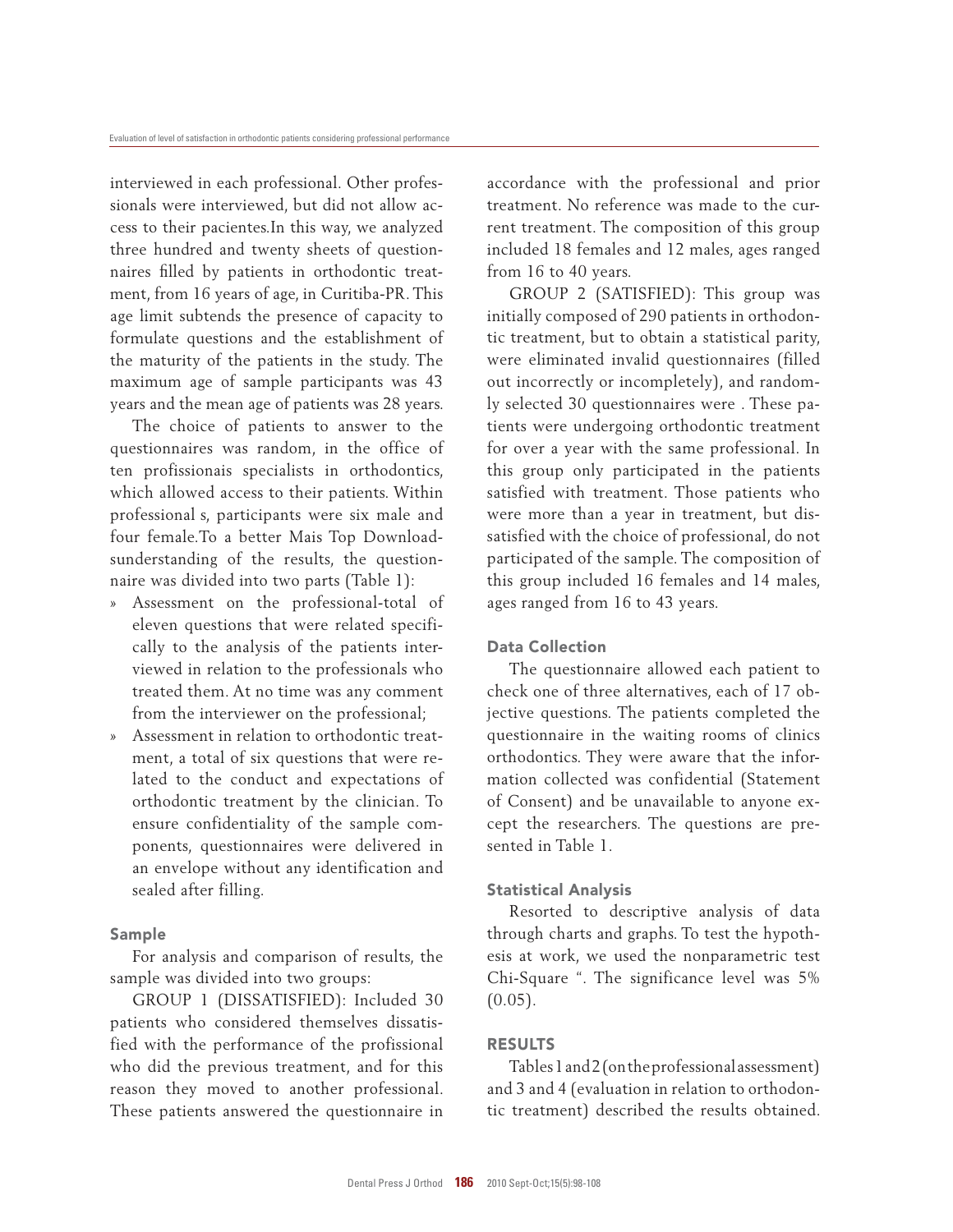interviewed in each professional. Other professionals were interviewed, but did not allow access to their pacientes.In this way, we analyzed three hundred and twenty sheets of questionnaires filled by patients in orthodontic treatment, from 16 years of age, in Curitiba-PR. This age limit subtends the presence of capacity to formulate questions and the establishment of the maturity of the patients in the study. The maximum age of sample participants was 43 years and the mean age of patients was 28 years.

The choice of patients to answer to the questionnaires was random, in the office of ten profissionais specialists in orthodontics, which allowed access to their patients. Within professional s, participants were six male and four female.To a better Mais Top Downloadsunderstanding of the results, the questionnaire was divided into two parts (Table 1):

» Assessment on the professional-total of eleven questions that were related specifically to the analysis of the patients interviewed in relation to the professionals who treated them. At no time was any comment from the interviewer on the professional;
» Assessment in relation to orthodontic treatment, a total of six questions that were related to the conduct and expectations of orthodontic treatment by the clinician. To ensure confidentiality of the sample components, questionnaires were delivered in an envelope without any identification and sealed after filling.

### Sample

For analysis and comparison of results, the sample was divided into two groups:

GROUP 1 (DISSATISFIED): Included 30 patients who considered themselves dissatisfied with the performance of the profissional who did the previous treatment, and for this reason they moved to another professional. These patients answered the questionnaire in accordance with the professional and prior treatment. No reference was made to the current treatment. The composition of this group included 18 females and 12 males, ages ranged from 16 to 40 years.

GROUP 2 (SATISFIED): This group was initially composed of 290 patients in orthodontic treatment, but to obtain a statistical parity, were eliminated invalid questionnaires (filled out incorrectly or incompletely), and randomly selected 30 questionnaires were . These patients were undergoing orthodontic treatment for over a year with the same professional. In this group only participated in the patients satisfied with treatment. Those patients who were more than a year in treatment, but dissatisfied with the choice of professional, do not participated of the sample. The composition of this group included 16 females and 14 males, ages ranged from 16 to 43 years.

### Data Collection

The questionnaire allowed each patient to check one of three alternatives, each of 17 objective questions. The patients completed the questionnaire in the waiting rooms of clinics orthodontics. They were aware that the information collected was confidential (Statement of Consent) and be unavailable to anyone except the researchers. The questions are presented in Table 1.

### Statistical Analysis

Resorted to descriptive analysis of data through charts and graphs. To test the hypothesis at work, we used the nonparametric test Chi-Square ". The significance level was 5% (0.05).

## RESULTS

Tables 1 and 2 (on the professional assessment) and 3 and 4 (evaluation in relation to orthodontic treatment) described the results obtained.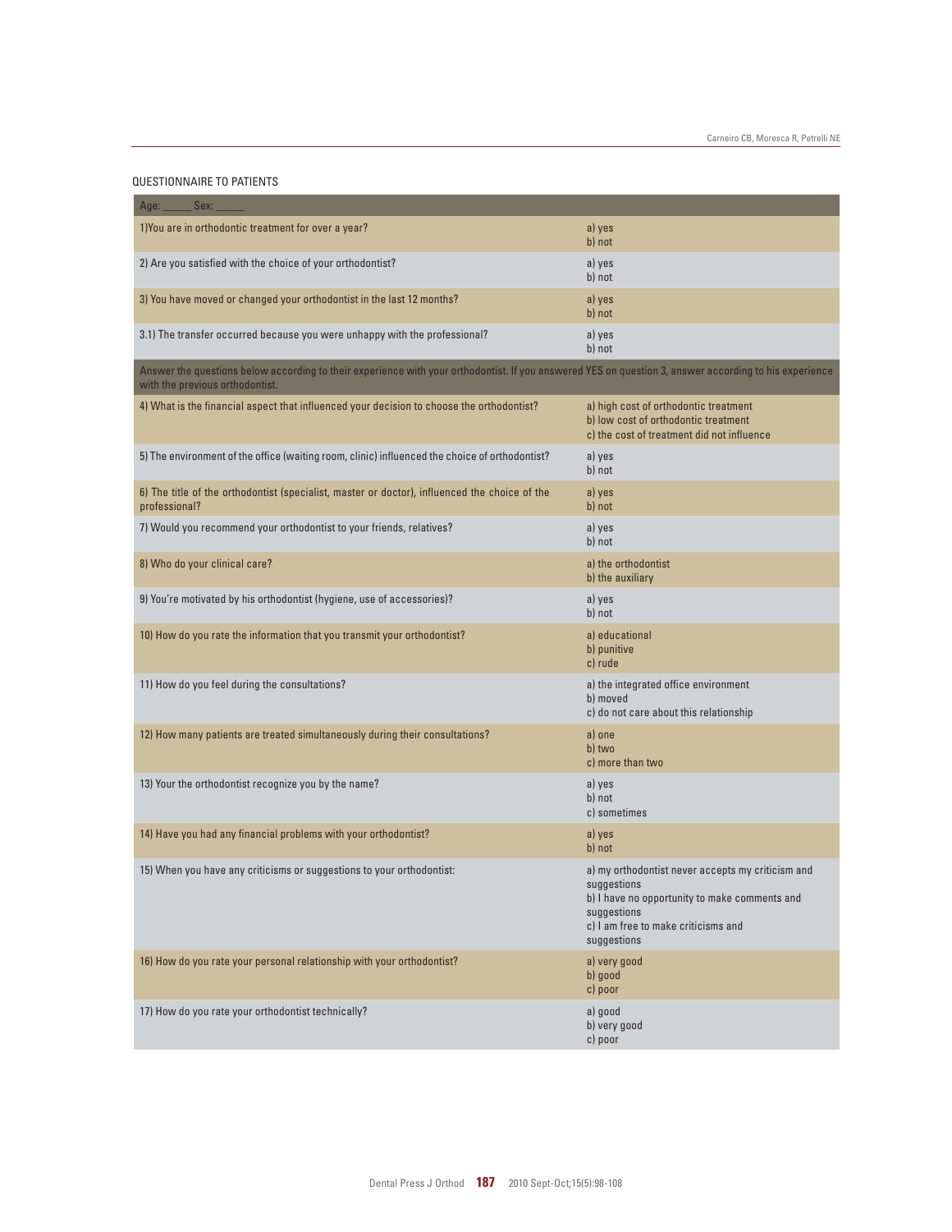QUESTIONNAIRE TO PATIENTS

| Age: _____ Sex: _____ | |
|---|---|
| 1)You are in orthodontic treatment for over a year? | a) yes<br>b) not |
| 2) Are you satisfied with the choice of your orthodontist? | a) yes<br>b) not |
| 3) You have moved or changed your orthodontist in the last 12 months? | a) yes<br>b) not |
| 3.1) The transfer occurred because you were unhappy with the professional? | a) yes<br>b) not |
| Answer the questions below according to their experience with your orthodontist. If you answered YES on question 3, answer according to his experience with the previous orthodontist. | |
| 4) What is the financial aspect that influenced your decision to choose the orthodontist? | a) high cost of orthodontic treatment<br>b) low cost of orthodontic treatment<br>c) the cost of treatment did not influence |
| 5) The environment of the office (waiting room, clinic) influenced the choice of orthodontist? | a) yes<br>b) not |
| 6) The title of the orthodontist (specialist, master or doctor), influenced the choice of the professional? | a) yes<br>b) not |
| 7) Would you recommend your orthodontist to your friends, relatives? | a) yes<br>b) not |
| 8) Who do your clinical care? | a) the orthodontist<br>b) the auxiliary |
| 9) You're motivated by his orthodontist (hygiene, use of accessories)? | a) yes<br>b) not |
| 10) How do you rate the information that you transmit your orthodontist? | a) educational<br>b) punitive<br>c) rude |
| 11) How do you feel during the consultations? | a) the integrated office environment<br>b) moved<br>c) do not care about this relationship |
| 12) How many patients are treated simultaneously during their consultations? | a) one<br>b) two<br>c) more than two |
| 13) Your the orthodontist recognize you by the name? | a) yes<br>b) not<br>c) sometimes |
| 14) Have you had any financial problems with your orthodontist? | a) yes<br>b) not |
| 15) When you have any criticisms or suggestions to your orthodontist: | a) my orthodontist never accepts my criticism and suggestions<br>b) I have no opportunity to make comments and suggestions<br>c) I am free to make criticisms and suggestions |
| 16) How do you rate your personal relationship with your orthodontist? | a) very good<br>b) good<br>c) poor |
| 17) How do you rate your orthodontist technically? | a) good<br>b) very good<br>c) poor |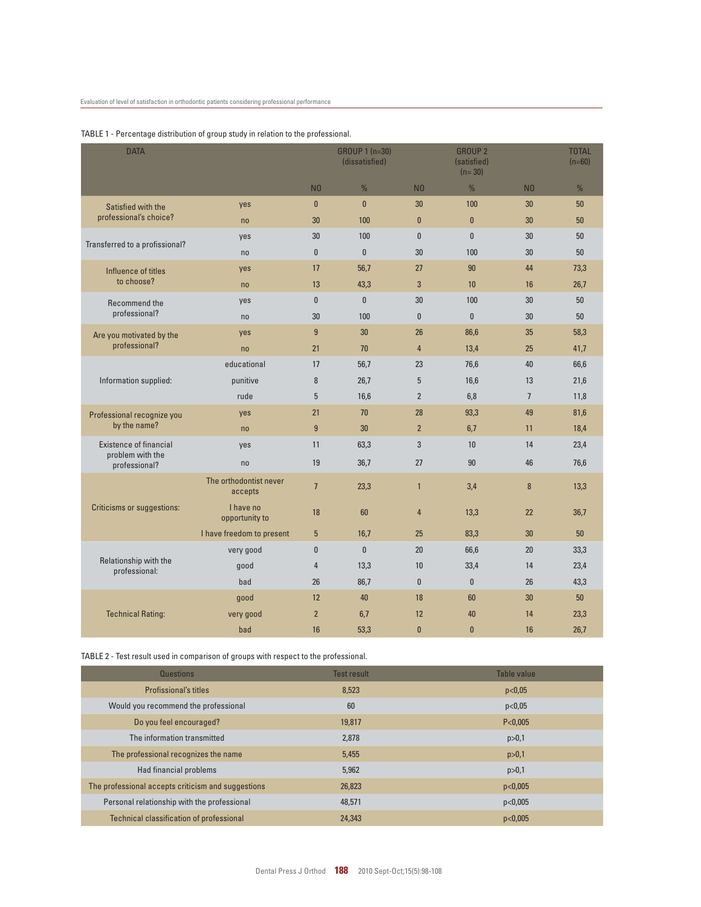TABLE 1 - Percentage distribution of group study in relation to the professional.

| DATA | | GROUP 1 (n=30) (dissatisfied) | | GROUP 2 (satisfied) (n= 30) | | TOTAL (n=60) | |
|---|---|---|---|---|---|---|---|
| | | NO | % | NO | % | NO | % |
| Satisfied with the professional's choice? | yes | 0 | 0 | 30 | 100 | 30 | 50 |
| | no | 30 | 100 | 0 | 0 | 30 | 50 |
| Transferred to a profissional? | yes | 30 | 100 | 0 | 0 | 30 | 50 |
| | no | 0 | 0 | 30 | 100 | 30 | 50 |
| Influence of titles to choose? | yes | 17 | 56,7 | 27 | 90 | 44 | 73,3 |
| | no | 13 | 43,3 | 3 | 10 | 16 | 26,7 |
| Recommend the professional? | yes | 0 | 0 | 30 | 100 | 30 | 50 |
| | no | 30 | 100 | 0 | 0 | 30 | 50 |
| Are you motivated by the professional? | yes | 9 | 30 | 26 | 86,6 | 35 | 58,3 |
| | no | 21 | 70 | 4 | 13,4 | 25 | 41,7 |
| Information supplied: | educational | 17 | 56,7 | 23 | 76,6 | 40 | 66,6 |
| | punitive | 8 | 26,7 | 5 | 16,6 | 13 | 21,6 |
| | rude | 5 | 16,6 | 2 | 6,8 | 7 | 11,8 |
| Professional recognize you by the name? | yes | 21 | 70 | 28 | 93,3 | 49 | 81,6 |
| | no | 9 | 30 | 2 | 6,7 | 11 | 18,4 |
| Existence of financial problem with the professional? | yes | 11 | 63,3 | 3 | 10 | 14 | 23,4 |
| | no | 19 | 36,7 | 27 | 90 | 46 | 76,6 |
| Criticisms or suggestions: | The orthodontist never accepts | 7 | 23,3 | 1 | 3,4 | 8 | 13,3 |
| | I have no opportunity to | 18 | 60 | 4 | 13,3 | 22 | 36,7 |
| | I have freedom to present | 5 | 16,7 | 25 | 83,3 | 30 | 50 |
| Relationship with the professional: | very good | 0 | 0 | 20 | 66,6 | 20 | 33,3 |
| | good | 4 | 13,3 | 10 | 33,4 | 14 | 23,4 |
| | bad | 26 | 86,7 | 0 | 0 | 26 | 43,3 |
| Technical Rating: | good | 12 | 40 | 18 | 60 | 30 | 50 |
| | very good | 2 | 6,7 | 12 | 40 | 14 | 23,3 |
| | bad | 16 | 53,3 | 0 | 0 | 16 | 26,7 |

TABLE 2 - Test result used in comparison of groups with respect to the professional.

| Questions | Test result | Table value |
|---|---|---|
| Profissional's titles | 8,523 | p<0,05 |
| Would you recommend the professional | 60 | p<0,05 |
| Do you feel encouraged? | 19,817 | P<0,005 |
| The information transmitted | 2,878 | p>0,1 |
| The professional recognizes the name | 5,455 | p>0,1 |
| Had financial problems | 5,962 | p>0,1 |
| The professional accepts criticism and suggestions | 26,823 | p<0,005 |
| Personal relationship with the professional | 48,571 | p<0,005 |
| Technical classification of professional | 24,343 | p<0,005 |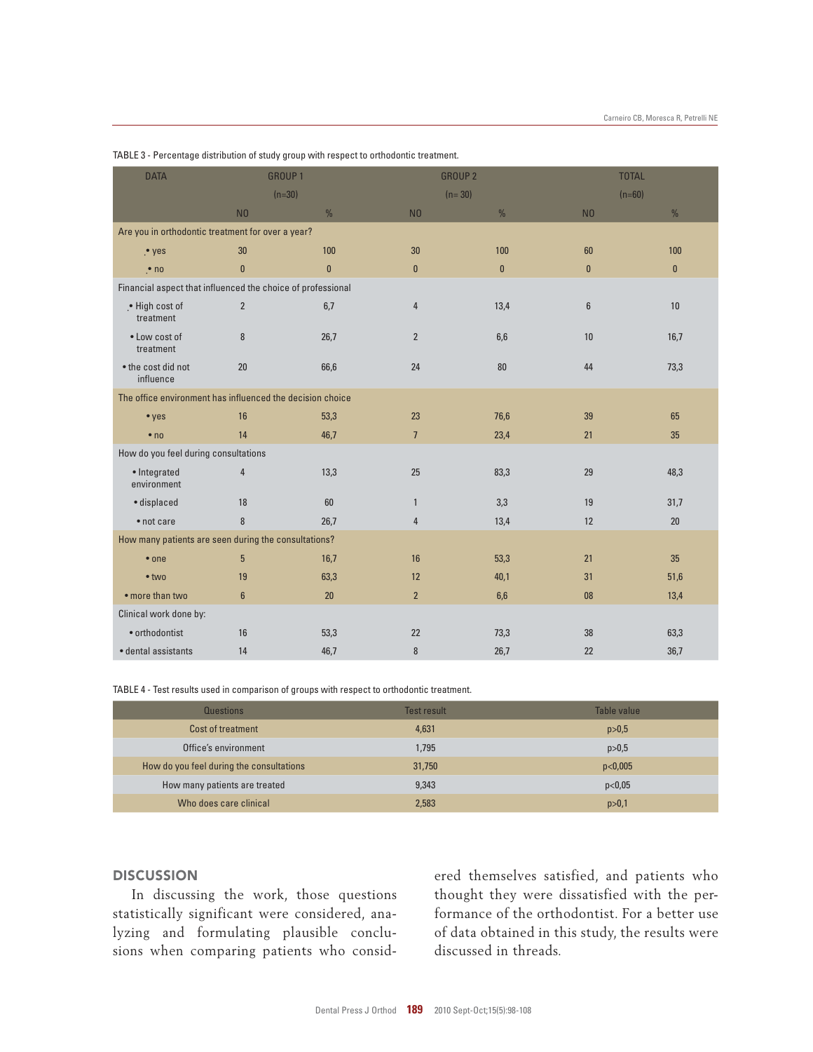TABLE 3 - Percentage distribution of study group with respect to orthodontic treatment.

| DATA | GROUP 1 (n=30) | | GROUP 2 (n= 30) | | TOTAL (n=60) | |
|---|---|---|---|---|---|---|
| | NO | % | NO | % | NO | % |
| Are you in orthodontic treatment for over a year? | | | | | | |
| • yes | 30 | 100 | 30 | 100 | 60 | 100 |
| • no | 0 | 0 | 0 | 0 | 0 | 0 |
| Financial aspect that influenced the choice of professional | | | | | | |
| • High cost of treatment | 2 | 6,7 | 4 | 13,4 | 6 | 10 |
| • Low cost of treatment | 8 | 26,7 | 2 | 6,6 | 10 | 16,7 |
| • the cost did not influence | 20 | 66,6 | 24 | 80 | 44 | 73,3 |
| The office environment has influenced the decision choice | | | | | | |
| • yes | 16 | 53,3 | 23 | 76,6 | 39 | 65 |
| • no | 14 | 46,7 | 7 | 23,4 | 21 | 35 |
| How do you feel during consultations | | | | | | |
| • Integrated environment | 4 | 13,3 | 25 | 83,3 | 29 | 48,3 |
| • displaced | 18 | 60 | 1 | 3,3 | 19 | 31,7 |
| • not care | 8 | 26,7 | 4 | 13,4 | 12 | 20 |
| How many patients are seen during the consultations? | | | | | | |
| • one | 5 | 16,7 | 16 | 53,3 | 21 | 35 |
| • two | 19 | 63,3 | 12 | 40,1 | 31 | 51,6 |
| • more than two | 6 | 20 | 2 | 6,6 | 08 | 13,4 |
| Clinical work done by: | | | | | | |
| • orthodontist | 16 | 53,3 | 22 | 73,3 | 38 | 63,3 |
| • dental assistants | 14 | 46,7 | 8 | 26,7 | 22 | 36,7 |

TABLE 4 - Test results used in comparison of groups with respect to orthodontic treatment.

| Questions | Test result | Table value |
|---|---|---|
| Cost of treatment | 4,631 | p>0,5 |
| Office's environment | 1,795 | p>0,5 |
| How do you feel during the consultations | 31,750 | p<0,005 |
| How many patients are treated | 9,343 | p<0,05 |
| Who does care clinical | 2,583 | p>0,1 |

## DISCUSSION

In discussing the work, those questions statistically significant were considered, analyzing and formulating plausible conclusions when comparing patients who considered themselves satisfied, and patients who thought they were dissatisfied with the performance of the orthodontist. For a better use of data obtained in this study, the results were discussed in threads.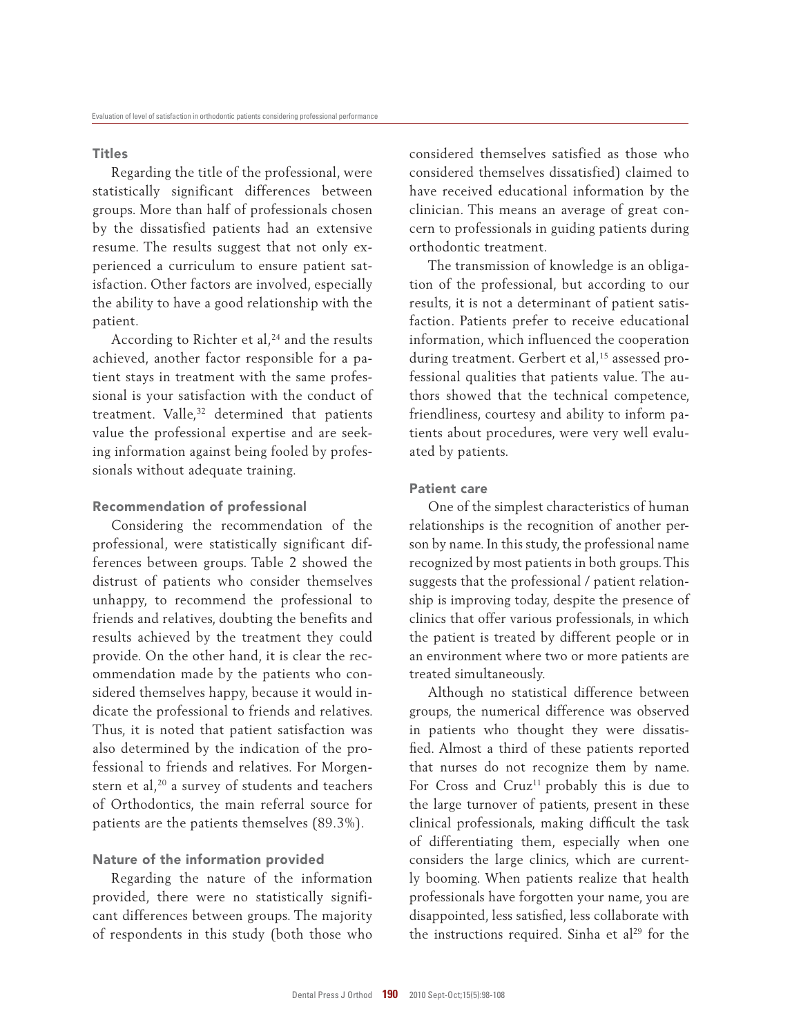### Titles

Regarding the title of the professional, were statistically significant differences between groups. More than half of professionals chosen by the dissatisfied patients had an extensive resume. The results suggest that not only experienced a curriculum to ensure patient satisfaction. Other factors are involved, especially the ability to have a good relationship with the patient.

According to Richter et al,[24] and the results achieved, another factor responsible for a patient stays in treatment with the same professional is your satisfaction with the conduct of treatment. Valle,[32] determined that patients value the professional expertise and are seeking information against being fooled by professionals without adequate training.

### Recommendation of professional

Considering the recommendation of the professional, were statistically significant differences between groups. Table 2 showed the distrust of patients who consider themselves unhappy, to recommend the professional to friends and relatives, doubting the benefits and results achieved by the treatment they could provide. On the other hand, it is clear the recommendation made by the patients who considered themselves happy, because it would indicate the professional to friends and relatives. Thus, it is noted that patient satisfaction was also determined by the indication of the professional to friends and relatives. For Morgenstern et al,[20] a survey of students and teachers of Orthodontics, the main referral source for patients are the patients themselves (89.3%).

### Nature of the information provided

Regarding the nature of the information provided, there were no statistically significant differences between groups. The majority of respondents in this study (both those who considered themselves satisfied as those who considered themselves dissatisfied) claimed to have received educational information by the clinician. This means an average of great concern to professionals in guiding patients during orthodontic treatment.

The transmission of knowledge is an obligation of the professional, but according to our results, it is not a determinant of patient satisfaction. Patients prefer to receive educational information, which influenced the cooperation during treatment. Gerbert et al,[15] assessed professional qualities that patients value. The authors showed that the technical competence, friendliness, courtesy and ability to inform patients about procedures, were very well evaluated by patients.

### Patient care

One of the simplest characteristics of human relationships is the recognition of another person by name. In this study, the professional name recognized by most patients in both groups. This suggests that the professional / patient relationship is improving today, despite the presence of clinics that offer various professionals, in which the patient is treated by different people or in an environment where two or more patients are treated simultaneously.

Although no statistical difference between groups, the numerical difference was observed in patients who thought they were dissatisfied. Almost a third of these patients reported that nurses do not recognize them by name. For Cross and Cruz[11] probably this is due to the large turnover of patients, present in these clinical professionals, making difficult the task of differentiating them, especially when one considers the large clinics, which are currently booming. When patients realize that health professionals have forgotten your name, you are disappointed, less satisfied, less collaborate with the instructions required. Sinha et al[29] for the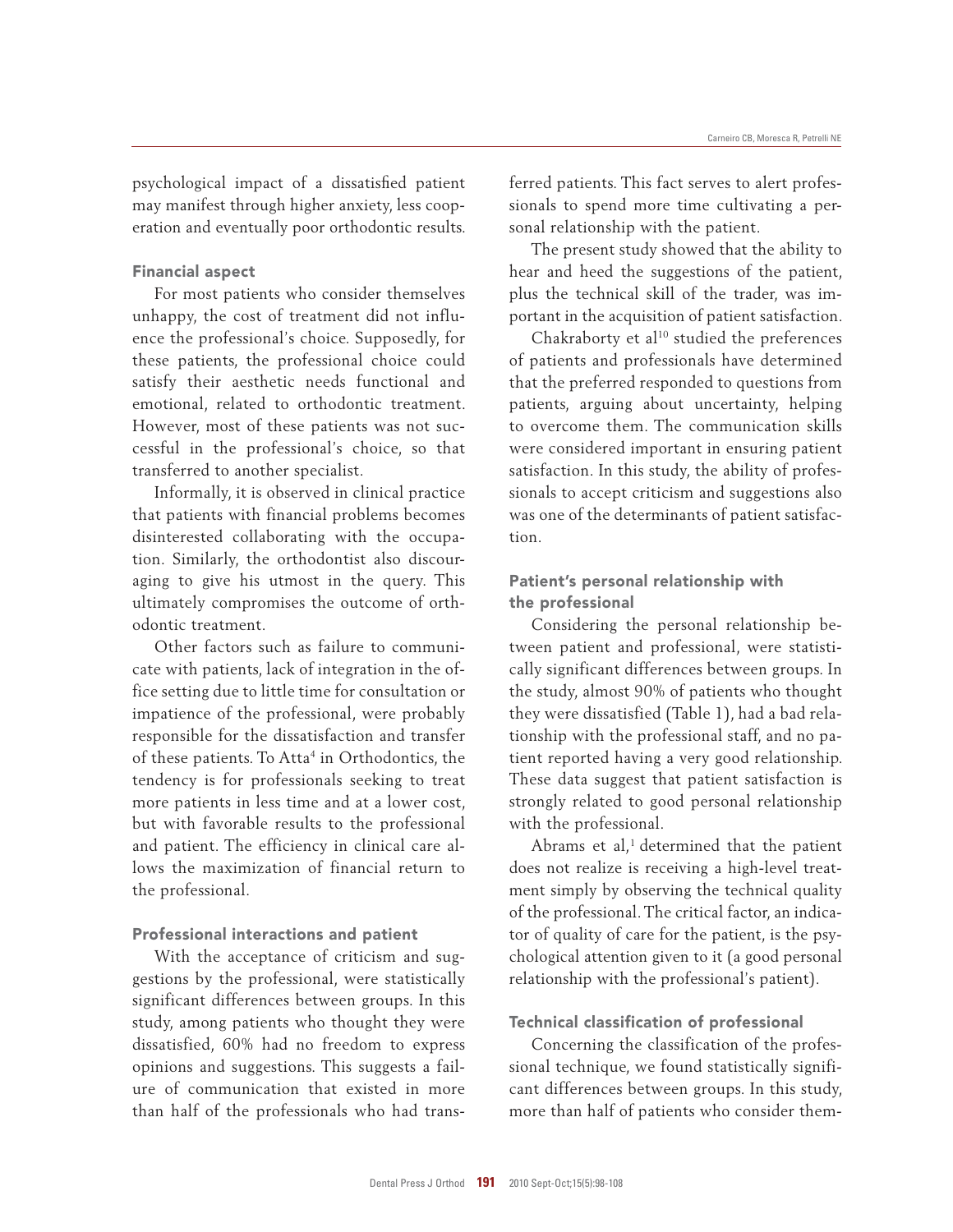psychological impact of a dissatisfied patient may manifest through higher anxiety, less cooperation and eventually poor orthodontic results.

### Financial aspect

For most patients who consider themselves unhappy, the cost of treatment did not influence the professional's choice. Supposedly, for these patients, the professional choice could satisfy their aesthetic needs functional and emotional, related to orthodontic treatment. However, most of these patients was not successful in the professional's choice, so that transferred to another specialist.

Informally, it is observed in clinical practice that patients with financial problems becomes disinterested collaborating with the occupation. Similarly, the orthodontist also discouraging to give his utmost in the query. This ultimately compromises the outcome of orthodontic treatment.

Other factors such as failure to communicate with patients, lack of integration in the office setting due to little time for consultation or impatience of the professional, were probably responsible for the dissatisfaction and transfer of these patients. To Atta[4] in Orthodontics, the tendency is for professionals seeking to treat more patients in less time and at a lower cost, but with favorable results to the professional and patient. The efficiency in clinical care allows the maximization of financial return to the professional.

### Professional interactions and patient

With the acceptance of criticism and suggestions by the professional, were statistically significant differences between groups. In this study, among patients who thought they were dissatisfied, 60% had no freedom to express opinions and suggestions. This suggests a failure of communication that existed in more than half of the professionals who had transferred patients. This fact serves to alert professionals to spend more time cultivating a personal relationship with the patient.

The present study showed that the ability to hear and heed the suggestions of the patient, plus the technical skill of the trader, was important in the acquisition of patient satisfaction.

Chakraborty et al[10] studied the preferences of patients and professionals have determined that the preferred responded to questions from patients, arguing about uncertainty, helping to overcome them. The communication skills were considered important in ensuring patient satisfaction. In this study, the ability of professionals to accept criticism and suggestions also was one of the determinants of patient satisfaction.

### Patient's personal relationship with the professional

Considering the personal relationship between patient and professional, were statistically significant differences between groups. In the study, almost 90% of patients who thought they were dissatisfied (Table 1), had a bad relationship with the professional staff, and no patient reported having a very good relationship. These data suggest that patient satisfaction is strongly related to good personal relationship with the professional.

Abrams et al,[1] determined that the patient does not realize is receiving a high-level treatment simply by observing the technical quality of the professional. The critical factor, an indicator of quality of care for the patient, is the psychological attention given to it (a good personal relationship with the professional's patient).

### Technical classification of professional

Concerning the classification of the professional technique, we found statistically significant differences between groups. In this study, more than half of patients who consider them-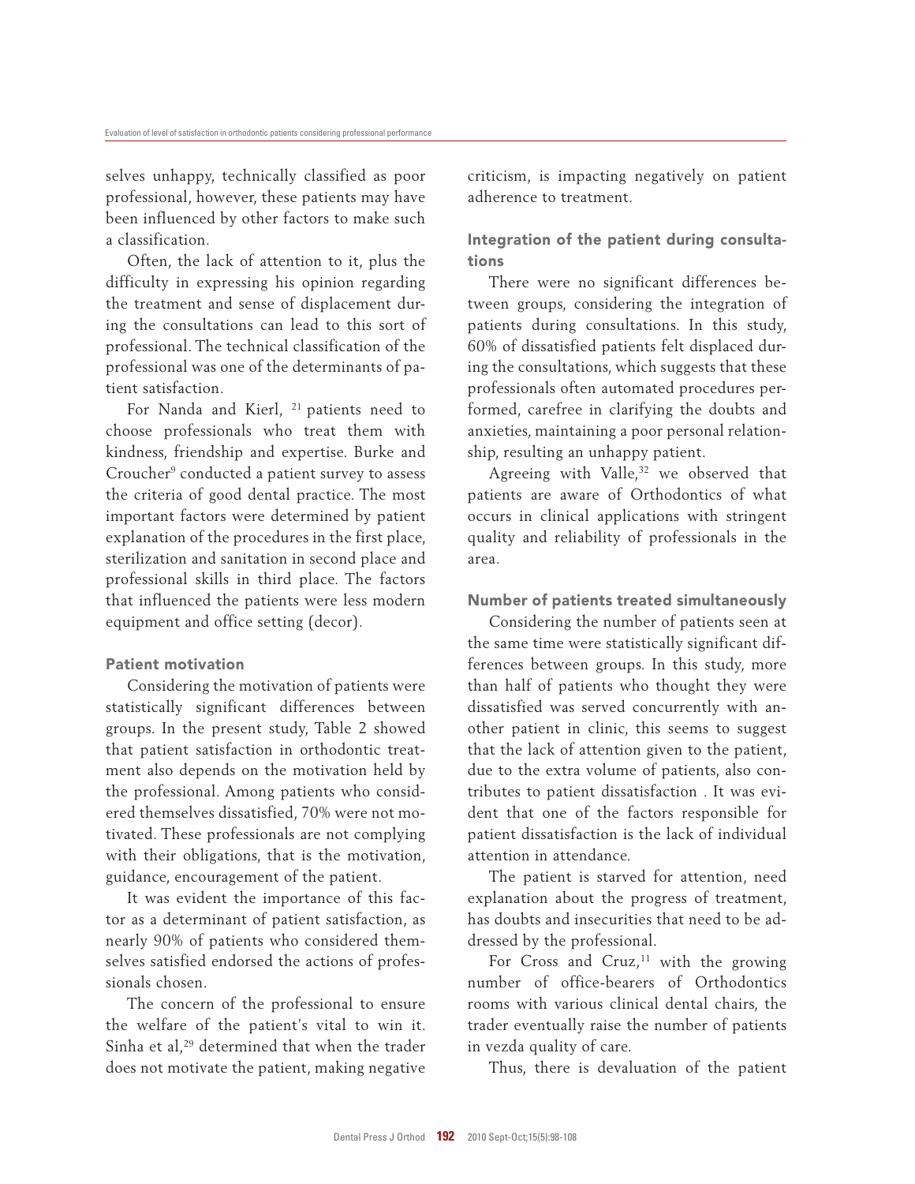selves unhappy, technically classified as poor professional, however, these patients may have been influenced by other factors to make such a classification.

Often, the lack of attention to it, plus the difficulty in expressing his opinion regarding the treatment and sense of displacement during the consultations can lead to this sort of professional. The technical classification of the professional was one of the determinants of patient satisfaction.

For Nanda and Kierl, [21] patients need to choose professionals who treat them with kindness, friendship and expertise. Burke and Croucher[9] conducted a patient survey to assess the criteria of good dental practice. The most important factors were determined by patient explanation of the procedures in the first place, sterilization and sanitation in second place and professional skills in third place. The factors that influenced the patients were less modern equipment and office setting (decor).

### Patient motivation

Considering the motivation of patients were statistically significant differences between groups. In the present study, Table 2 showed that patient satisfaction in orthodontic treatment also depends on the motivation held by the professional. Among patients who considered themselves dissatisfied, 70% were not motivated. These professionals are not complying with their obligations, that is the motivation, guidance, encouragement of the patient.

It was evident the importance of this factor as a determinant of patient satisfaction, as nearly 90% of patients who considered themselves satisfied endorsed the actions of professionals chosen.

The concern of the professional to ensure the welfare of the patient's vital to win it. Sinha et al,[29] determined that when the trader does not motivate the patient, making negative criticism, is impacting negatively on patient adherence to treatment.

### Integration of the patient during consultations

There were no significant differences between groups, considering the integration of patients during consultations. In this study, 60% of dissatisfied patients felt displaced during the consultations, which suggests that these professionals often automated procedures performed, carefree in clarifying the doubts and anxieties, maintaining a poor personal relationship, resulting an unhappy patient.

Agreeing with Valle,[32] we observed that patients are aware of Orthodontics of what occurs in clinical applications with stringent quality and reliability of professionals in the area.

### Number of patients treated simultaneously

Considering the number of patients seen at the same time were statistically significant differences between groups. In this study, more than half of patients who thought they were dissatisfied was served concurrently with another patient in clinic, this seems to suggest that the lack of attention given to the patient, due to the extra volume of patients, also contributes to patient dissatisfaction . It was evident that one of the factors responsible for patient dissatisfaction is the lack of individual attention in attendance.

The patient is starved for attention, need explanation about the progress of treatment, has doubts and insecurities that need to be addressed by the professional.

For Cross and Cruz,[11] with the growing number of office-bearers of Orthodontics rooms with various clinical dental chairs, the trader eventually raise the number of patients in vezda quality of care.

Thus, there is devaluation of the patient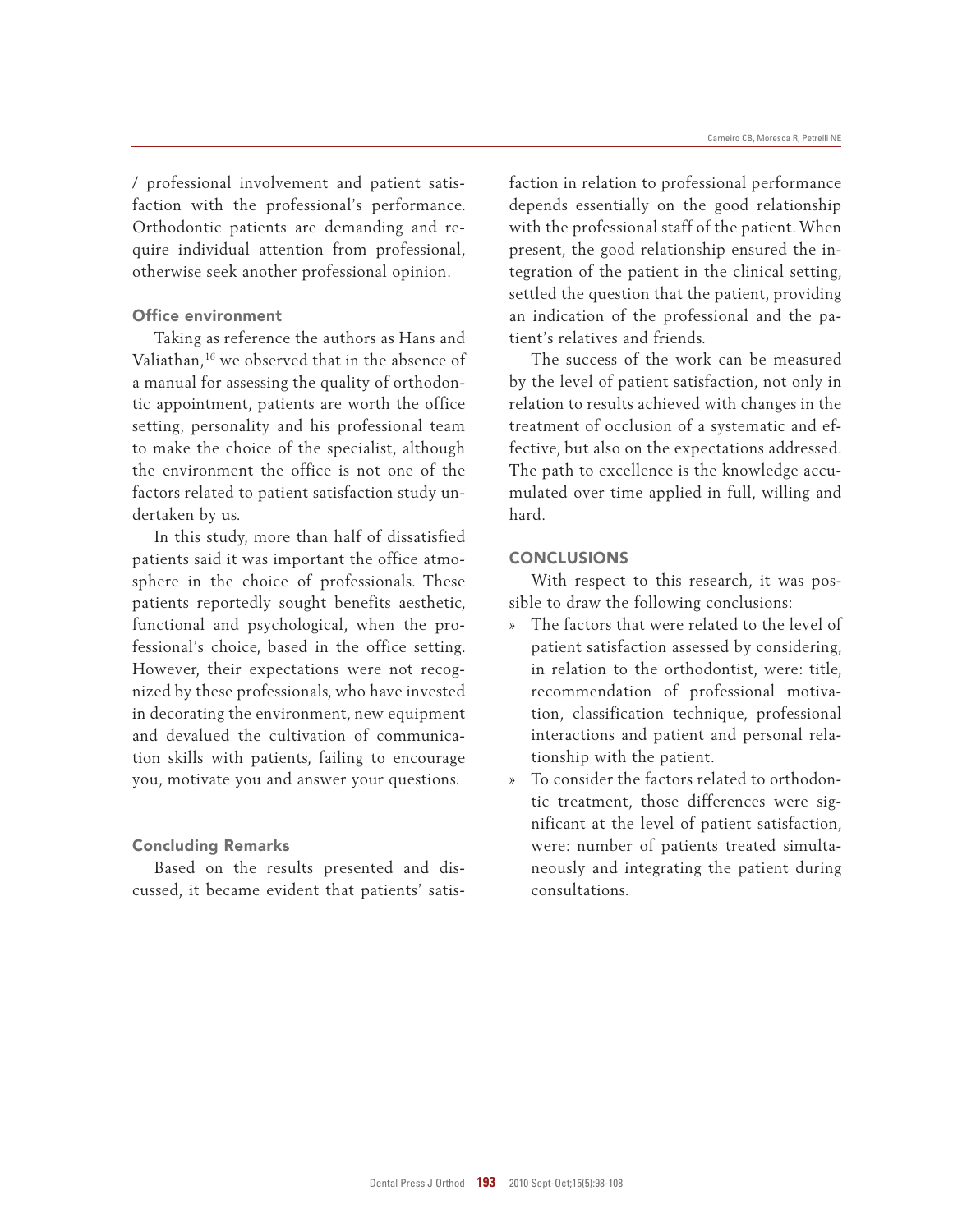/ professional involvement and patient satisfaction with the professional's performance. Orthodontic patients are demanding and require individual attention from professional, otherwise seek another professional opinion.

### Office environment

Taking as reference the authors as Hans and Valiathan,[16] we observed that in the absence of a manual for assessing the quality of orthodontic appointment, patients are worth the office setting, personality and his professional team to make the choice of the specialist, although the environment the office is not one of the factors related to patient satisfaction study undertaken by us.

In this study, more than half of dissatisfied patients said it was important the office atmosphere in the choice of professionals. These patients reportedly sought benefits aesthetic, functional and psychological, when the professional's choice, based in the office setting. However, their expectations were not recognized by these professionals, who have invested in decorating the environment, new equipment and devalued the cultivation of communication skills with patients, failing to encourage you, motivate you and answer your questions.

### Concluding Remarks

Based on the results presented and discussed, it became evident that patients' satisfaction in relation to professional performance depends essentially on the good relationship with the professional staff of the patient. When present, the good relationship ensured the integration of the patient in the clinical setting, settled the question that the patient, providing an indication of the professional and the patient's relatives and friends.

The success of the work can be measured by the level of patient satisfaction, not only in relation to results achieved with changes in the treatment of occlusion of a systematic and effective, but also on the expectations addressed. The path to excellence is the knowledge accumulated over time applied in full, willing and hard.

## CONCLUSIONS

With respect to this research, it was possible to draw the following conclusions:

» The factors that were related to the level of patient satisfaction assessed by considering, in relation to the orthodontist, were: title, recommendation of professional motivation, classification technique, professional interactions and patient and personal relationship with the patient.

» To consider the factors related to orthodontic treatment, those differences were significant at the level of patient satisfaction, were: number of patients treated simultaneously and integrating the patient during consultations.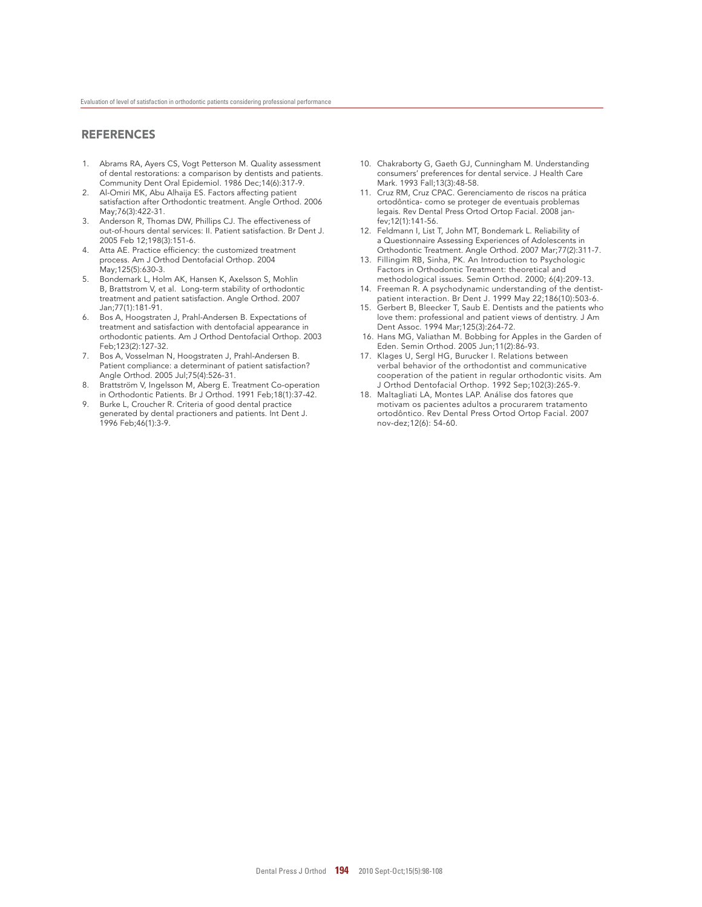## REFERENCES

1. Abrams RA, Ayers CS, Vogt Petterson M. Quality assessment of dental restorations: a comparison by dentists and patients. Community Dent Oral Epidemiol. 1986 Dec;14(6):317-9.
2. Al-Omiri MK, Abu Alhaija ES. Factors affecting patient satisfaction after Orthodontic treatment. Angle Orthod. 2006 May;76(3):422-31.
3. Anderson R, Thomas DW, Phillips CJ. The effectiveness of out-of-hours dental services: II. Patient satisfaction. Br Dent J. 2005 Feb 12;198(3):151-6.
4. Atta AE. Practice efficiency: the customized treatment process. Am J Orthod Dentofacial Orthop. 2004 May;125(5):630-3.
5. Bondemark L, Holm AK, Hansen K, Axelsson S, Mohlin B, Brattstrom V, et al. Long-term stability of orthodontic treatment and patient satisfaction. Angle Orthod. 2007 Jan;77(1):181-91.
6. Bos A, Hoogstraten J, Prahl-Andersen B. Expectations of treatment and satisfaction with dentofacial appearance in orthodontic patients. Am J Orthod Dentofacial Orthop. 2003 Feb;123(2):127-32.
7. Bos A, Vosselman N, Hoogstraten J, Prahl-Andersen B. Patient compliance: a determinant of patient satisfaction? Angle Orthod. 2005 Jul;75(4):526-31.
8. Brattström V, Ingelsson M, Aberg E. Treatment Co-operation in Orthodontic Patients. Br J Orthod. 1991 Feb;18(1):37-42.
9. Burke L, Croucher R. Criteria of good dental practice generated by dental practioners and patients. Int Dent J. 1996 Feb;46(1):3-9.
10. Chakraborty G, Gaeth GJ, Cunningham M. Understanding consumers' preferences for dental service. J Health Care Mark. 1993 Fall;13(3):48-58.
11. Cruz RM, Cruz CPAC. Gerenciamento de riscos na prática ortodôntica- como se proteger de eventuais problemas legais. Rev Dental Press Ortod Ortop Facial. 2008 jan-fev;12(1):141-56.
12. Feldmann I, List T, John MT, Bondemark L. Reliability of a Questionnaire Assessing Experiences of Adolescents in Orthodontic Treatment. Angle Orthod. 2007 Mar;77(2):311-7.
13. Fillingim RB, Sinha, PK. An Introduction to Psychologic Factors in Orthodontic Treatment: theoretical and methodological issues. Semin Orthod. 2000; 6(4):209-13.
14. Freeman R. A psychodynamic understanding of the dentist-patient interaction. Br Dent J. 1999 May 22;186(10):503-6.
15. Gerbert B, Bleecker T, Saub E. Dentists and the patients who love them: professional and patient views of dentistry. J Am Dent Assoc. 1994 Mar;125(3):264-72.
16. Hans MG, Valiathan M. Bobbing for Apples in the Garden of Eden. Semin Orthod. 2005 Jun;11(2):86-93.
17. Klages U, Sergl HG, Burucker I. Relations between verbal behavior of the orthodontist and communicative cooperation of the patient in regular orthodontic visits. Am J Orthod Dentofacial Orthop. 1992 Sep;102(3):265-9.
18. Maltagliati LA, Montes LAP. Análise dos fatores que motivam os pacientes adultos a procurarem tratamento ortodôntico. Rev Dental Press Ortod Ortop Facial. 2007 nov-dez;12(6): 54-60.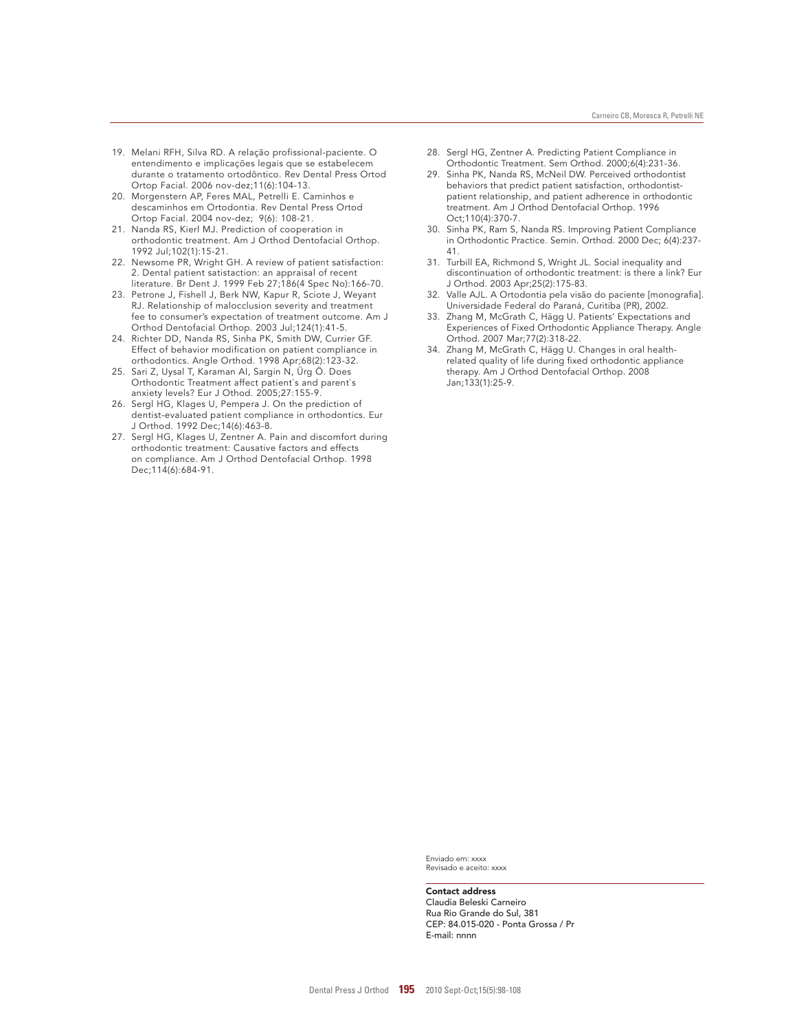19. Melani RFH, Silva RD. A relação profissional-paciente. O entendimento e implicações legais que se estabelecem durante o tratamento ortodôntico. Rev Dental Press Ortod Ortop Facial. 2006 nov-dez;11(6):104-13.
20. Morgenstern AP, Feres MAL, Petrelli E. Caminhos e descaminhos em Ortodontia. Rev Dental Press Ortod Ortop Facial. 2004 nov-dez; 9(6): 108-21.
21. Nanda RS, Kierl MJ. Prediction of cooperation in orthodontic treatment. Am J Orthod Dentofacial Orthop. 1992 Jul;102(1):15-21.
22. Newsome PR, Wright GH. A review of patient satisfaction: 2. Dental patient satistaction: an appraisal of recent literature. Br Dent J. 1999 Feb 27;186(4 Spec No):166-70.
23. Petrone J, Fishell J, Berk NW, Kapur R, Sciote J, Weyant RJ. Relationship of malocclusion severity and treatment fee to consumer's expectation of treatment outcome. Am J Orthod Dentofacial Orthop. 2003 Jul;124(1):41-5.
24. Richter DD, Nanda RS, Sinha PK, Smith DW, Currier GF. Effect of behavior modification on patient compliance in orthodontics. Angle Orthod. 1998 Apr;68(2):123-32.
25. Sari Z, Uysal T, Karaman AI, Sargin N, Ürg Ö. Does Orthodontic Treatment affect patient`s and parent`s anxiety levels? Eur J Othod. 2005;27:155-9.
26. Sergl HG, Klages U, Pempera J. On the prediction of dentist-evaluated patient compliance in orthodontics. Eur J Orthod. 1992 Dec;14(6):463-8.
27. Sergl HG, Klages U, Zentner A. Pain and discomfort during orthodontic treatment: Causative factors and effects on compliance. Am J Orthod Dentofacial Orthop. 1998 Dec;114(6):684-91.
28. Sergl HG, Zentner A. Predicting Patient Compliance in Orthodontic Treatment. Sem Orthod. 2000;6(4):231-36.
29. Sinha PK, Nanda RS, McNeil DW. Perceived orthodontist behaviors that predict patient satisfaction, orthodontist-patient relationship, and patient adherence in orthodontic treatment. Am J Orthod Dentofacial Orthop. 1996 Oct;110(4):370-7.
30. Sinha PK, Ram S, Nanda RS. Improving Patient Compliance in Orthodontic Practice. Semin. Orthod. 2000 Dec; 6(4):237-41.
31. Turbill EA, Richmond S, Wright JL. Social inequality and discontinuation of orthodontic treatment: is there a link? Eur J Orthod. 2003 Apr;25(2):175-83.
32. Valle AJL. A Ortodontia pela visão do paciente [monografia]. Universidade Federal do Paraná, Curitiba (PR), 2002.
33. Zhang M, McGrath C, Hägg U. Patients' Expectations and Experiences of Fixed Orthodontic Appliance Therapy. Angle Orthod. 2007 Mar;77(2):318-22.
34. Zhang M, McGrath C, Hägg U. Changes in oral health-related quality of life during fixed orthodontic appliance therapy. Am J Orthod Dentofacial Orthop. 2008 Jan;133(1):25-9.

Enviado em: xxxx
Revisado e aceito: xxxx

**Contact address**
Claudia Beleski Carneiro
Rua Rio Grande do Sul, 381
CEP: 84.015-020 - Ponta Grossa / Pr
E-mail: nnnn